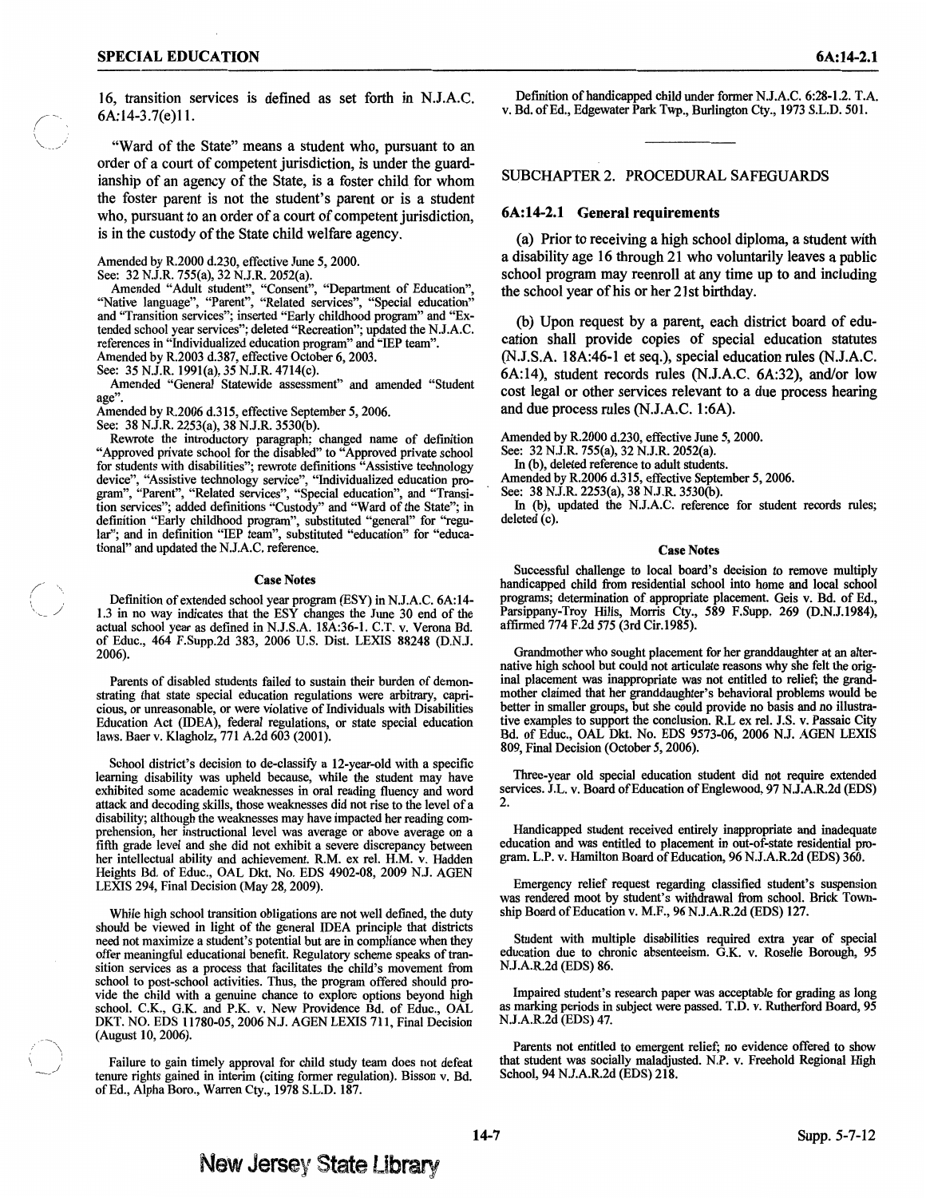16, transition services is defined as set forth in N.J.A.C. 6A:14-3.7(e)11.

"Ward of the State" means a student who, pursuant to an order of a court of competent jurisdiction, is under the guardianship of an agency of the State, is a foster child for whom the foster parent is not the student's parent or is a student who, pursuant to an order of a court of competent jurisdiction, is in the custody of the State child welfare agency.

Amended by R.2000 d.230, effective June 5, 2000.
See: 32 N.J.R. 755(a), 32 N.J.R. 2052(a).
Amended "Adult student", "Consent", "Department of Education", "Native language", "Parent", "Related services", "Special education" and "Transition services"; inserted "Early childhood program" and "Extended school year services"; deleted "Recreation"; updated the N.J.A.C. references in "Individualized education program" and "IEP team".
Amended by R.2003 d.387, effective October 6, 2003.
See: 35 N.J.R. 1991(a), 35 N.J.R. 4714(c).
Amended "General Statewide assessment" and amended "Student age".
Amended by R.2006 d.315, effective September 5, 2006.
See: 38 N.J.R. 2253(a), 38 N.J.R. 3530(b).
Rewrote the introductory paragraph; changed name of definition "Approved private school for the disabled" to "Approved private school for students with disabilities"; rewrote definitions "Assistive technology device", "Assistive technology service", "Individualized education program", "Parent", "Related services", "Special education", and "Transition services"; added definitions "Custody" and "Ward of the State"; in definition "Early childhood program", substituted "general" for "regular"; and in definition "IEP team", substituted "education" for "educational" and updated the N.J.A.C. reference.

**Case Notes**

Definition of extended school year program (ESY) in N.J.A.C. 6A:14-1.3 in no way indicates that the ESY changes the June 30 end of the actual school year as defined in N.J.S.A. 18A:36-1. C.T. v. Verona Bd. of Educ., 464 F.Supp.2d 383, 2006 U.S. Dist. LEXIS 88248 (D.N.J. 2006).

Parents of disabled students failed to sustain their burden of demonstrating that state special education regulations were arbitrary, capricious, or unreasonable, or were violative of Individuals with Disabilities Education Act (IDEA), federal regulations, or state special education laws. Baer v. Klagholz, 771 A.2d 603 (2001).

School district's decision to de-classify a 12-year-old with a specific learning disability was upheld because, while the student may have exhibited some academic weaknesses in oral reading fluency and word attack and decoding skills, those weaknesses did not rise to the level of a disability; although the weaknesses may have impacted her reading comprehension, her instructional level was average or above average on a fifth grade level and she did not exhibit a severe discrepancy between her intellectual ability and achievement. R.M. ex rel. H.M. v. Hadden Heights Bd. of Educ., OAL Dkt. No. EDS 4902-08, 2009 N.J. AGEN LEXIS 294, Final Decision (May 28, 2009).

While high school transition obligations are not well defined, the duty should be viewed in light of the general IDEA principle that districts need not maximize a student's potential but are in compliance when they offer meaningful educational benefit. Regulatory scheme speaks of transition services as a process that facilitates the child's movement from school to post-school activities. Thus, the program offered should provide the child with a genuine chance to explore options beyond high school. C.K., G.K. and P.K. v. New Providence Bd. of Educ., OAL DKT. NO. EDS 11780-05, 2006 N.J. AGEN LEXIS 711, Final Decision (August 10, 2006).

Failure to gain timely approval for child study team does not defeat tenure rights gained in interim (citing former regulation). Bisson v. Bd. of Ed., Alpha Boro., Warren Cty., 1978 S.L.D. 187.

Definition of handicapped child under former N.J.A.C. 6:28-1.2. T.A. v. Bd. of Ed., Edgewater Park Twp., Burlington Cty., 1973 S.L.D. 501.

## SUBCHAPTER 2. PROCEDURAL SAFEGUARDS

### 6A:14-2.1 General requirements

(a) Prior to receiving a high school diploma, a student with a disability age 16 through 21 who voluntarily leaves a public school program may reenroll at any time up to and including the school year of his or her 21st birthday.

(b) Upon request by a parent, each district board of education shall provide copies of special education statutes (N.J.S.A. 18A:46-1 et seq.), special education rules (N.J.A.C. 6A:14), student records rules (N.J.A.C. 6A:32), and/or low cost legal or other services relevant to a due process hearing and due process rules (N.J.A.C. 1:6A).

Amended by R.2000 d.230, effective June 5, 2000.
See: 32 N.J.R. 755(a), 32 N.J.R. 2052(a).
In (b), deleted reference to adult students.
Amended by R.2006 d.315, effective September 5, 2006.
See: 38 N.J.R. 2253(a), 38 N.J.R. 3530(b).
In (b), updated the N.J.A.C. reference for student records rules; deleted (c).

**Case Notes**

Successful challenge to local board's decision to remove multiply handicapped child from residential school into home and local school programs; determination of appropriate placement. Geis v. Bd. of Ed., Parsippany-Troy Hills, Morris Cty., 589 F.Supp. 269 (D.N.J.1984), affirmed 774 F.2d 575 (3rd Cir.1985).

Grandmother who sought placement for her granddaughter at an alternative high school but could not articulate reasons why she felt the original placement was inappropriate was not entitled to relief; the grandmother claimed that her granddaughter's behavioral problems would be better in smaller groups, but she could provide no basis and no illustrative examples to support the conclusion. R.L ex rel. J.S. v. Passaic City Bd. of Educ., OAL Dkt. No. EDS 9573-06, 2006 N.J. AGEN LEXIS 809, Final Decision (October 5, 2006).

Three-year old special education student did not require extended services. J.L. v. Board of Education of Englewood, 97 N.J.A.R.2d (EDS) 2.

Handicapped student received entirely inappropriate and inadequate education and was entitled to placement in out-of-state residential program. L.P. v. Hamilton Board of Education, 96 N.J.A.R.2d (EDS) 360.

Emergency relief request regarding classified student's suspension was rendered moot by student's withdrawal from school. Brick Township Board of Education v. M.F., 96 N.J.A.R.2d (EDS) 127.

Student with multiple disabilities required extra year of special education due to chronic absenteeism. G.K. v. Roselle Borough, 95 N.J.A.R.2d (EDS) 86.

Impaired student's research paper was acceptable for grading as long as marking periods in subject were passed. T.D. v. Rutherford Board, 95 N.J.A.R.2d (EDS) 47.

Parents not entitled to emergent relief; no evidence offered to show that student was socially maladjusted. N.P. v. Freehold Regional High School, 94 N.J.A.R.2d (EDS) 218.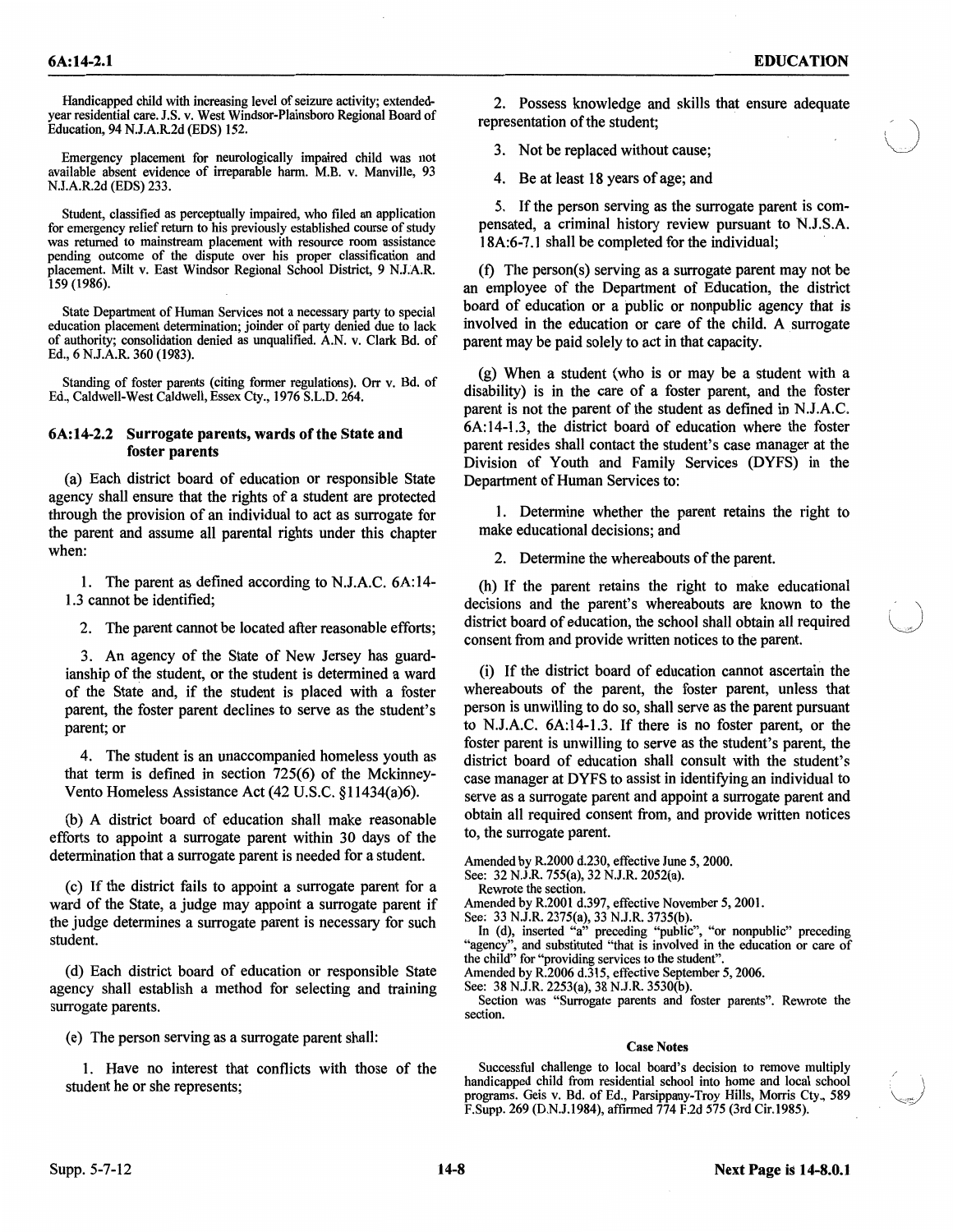Handicapped child with increasing level of seizure activity; extended-year residential care. J.S. v. West Windsor-Plainsboro Regional Board of Education, 94 N.J.A.R.2d (EDS) 152.

Emergency placement for neurologically impaired child was not available absent evidence of irreparable harm. M.B. v. Manville, 93 N.J.A.R.2d (EDS) 233.

Student, classified as perceptually impaired, who filed an application for emergency relief return to his previously established course of study was returned to mainstream placement with resource room assistance pending outcome of the dispute over his proper classification and placement. Milt v. East Windsor Regional School District, 9 N.J.A.R. 159 (1986).

State Department of Human Services not a necessary party to special education placement determination; joinder of party denied due to lack of authority; consolidation denied as unqualified. A.N. v. Clark Bd. of Ed., 6 N.J.A.R. 360 (1983).

Standing of foster parents (citing former regulations). Orr v. Bd. of Ed., Caldwell-West Caldwell, Essex Cty., 1976 S.L.D. 264.

### 6A:14-2.2 Surrogate parents, wards of the State and foster parents

(a) Each district board of education or responsible State agency shall ensure that the rights of a student are protected through the provision of an individual to act as surrogate for the parent and assume all parental rights under this chapter when:

1. The parent as defined according to N.J.A.C. 6A:14-1.3 cannot be identified;

2. The parent cannot be located after reasonable efforts;

3. An agency of the State of New Jersey has guardianship of the student, or the student is determined a ward of the State and, if the student is placed with a foster parent, the foster parent declines to serve as the student's parent; or

4. The student is an unaccompanied homeless youth as that term is defined in section 725(6) of the Mckinney-Vento Homeless Assistance Act (42 U.S.C. §11434(a)6).

(b) A district board of education shall make reasonable efforts to appoint a surrogate parent within 30 days of the determination that a surrogate parent is needed for a student.

(c) If the district fails to appoint a surrogate parent for a ward of the State, a judge may appoint a surrogate parent if the judge determines a surrogate parent is necessary for such student.

(d) Each district board of education or responsible State agency shall establish a method for selecting and training surrogate parents.

(e) The person serving as a surrogate parent shall:

1. Have no interest that conflicts with those of the student he or she represents;

2. Possess knowledge and skills that ensure adequate representation of the student;

3. Not be replaced without cause;

4. Be at least 18 years of age; and

5. If the person serving as the surrogate parent is compensated, a criminal history review pursuant to N.J.S.A. 18A:6-7.1 shall be completed for the individual;

(f) The person(s) serving as a surrogate parent may not be an employee of the Department of Education, the district board of education or a public or nonpublic agency that is involved in the education or care of the child. A surrogate parent may be paid solely to act in that capacity.

(g) When a student (who is or may be a student with a disability) is in the care of a foster parent, and the foster parent is not the parent of the student as defined in N.J.A.C. 6A:14-1.3, the district board of education where the foster parent resides shall contact the student's case manager at the Division of Youth and Family Services (DYFS) in the Department of Human Services to:

1. Determine whether the parent retains the right to make educational decisions; and

2. Determine the whereabouts of the parent.

(h) If the parent retains the right to make educational decisions and the parent's whereabouts are known to the district board of education, the school shall obtain all required consent from and provide written notices to the parent.

(i) If the district board of education cannot ascertain the whereabouts of the parent, the foster parent, unless that person is unwilling to do so, shall serve as the parent pursuant to N.J.A.C. 6A:14-1.3. If there is no foster parent, or the foster parent is unwilling to serve as the student's parent, the district board of education shall consult with the student's case manager at DYFS to assist in identifying an individual to serve as a surrogate parent and appoint a surrogate parent and obtain all required consent from, and provide written notices to, the surrogate parent.

Amended by R.2000 d.230, effective June 5, 2000.
See: 32 N.J.R. 755(a), 32 N.J.R. 2052(a).
Rewrote the section.
Amended by R.2001 d.397, effective November 5, 2001.
See: 33 N.J.R. 2375(a), 33 N.J.R. 3735(b).
In (d), inserted "a" preceding "public", "or nonpublic" preceding "agency", and substituted "that is involved in the education or care of the child" for "providing services to the student".
Amended by R.2006 d.315, effective September 5, 2006.
See: 38 N.J.R. 2253(a), 38 N.J.R. 3530(b).
Section was "Surrogate parents and foster parents". Rewrote the section.

#### Case Notes

Successful challenge to local board's decision to remove multiply handicapped child from residential school into home and local school programs. Geis v. Bd. of Ed., Parsippany-Troy Hills, Morris Cty., 589 F.Supp. 269 (D.N.J.1984), affirmed 774 F.2d 575 (3rd Cir.1985).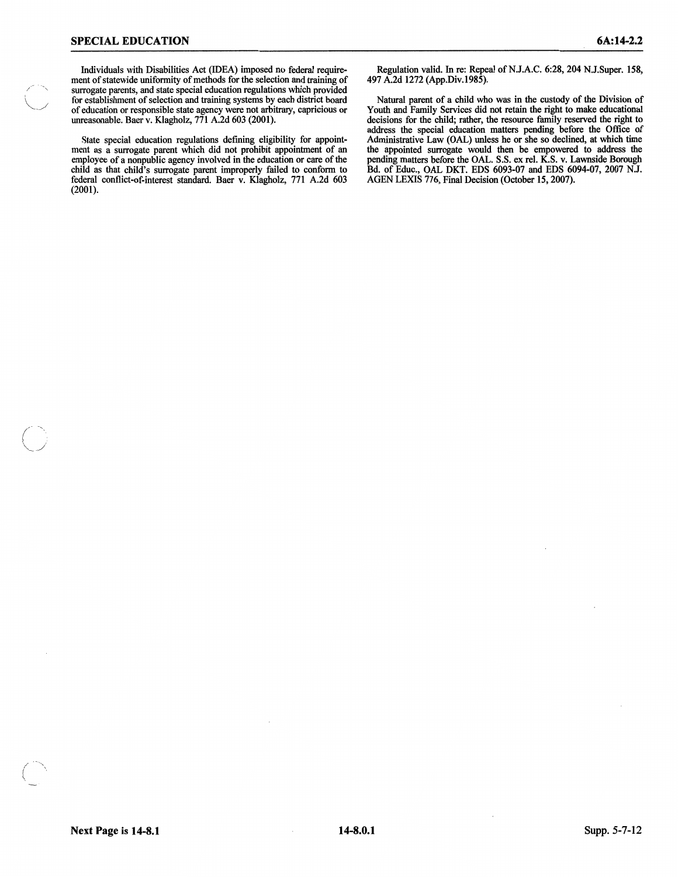Individuals with Disabilities Act (IDEA) imposed no federal requirement of statewide uniformity of methods for the selection and training of surrogate parents, and state special education regulations which provided for establishment of selection and training systems by each district board of education or responsible state agency were not arbitrary, capricious or unreasonable. Baer v. Klagholz, 771 A.2d 603 (2001).

State special education regulations defining eligibility for appointment as a surrogate parent which did not prohibit appointment of an employee of a nonpublic agency involved in the education or care of the child as that child's surrogate parent improperly failed to conform to federal conflict-of-interest standard. Baer v. Klagholz, 771 A.2d 603 (2001).

Regulation valid. In re: Repeal of N.J.A.C. 6:28, 204 N.J.Super. 158, 497 A.2d 1272 (App.Div.1985).

Natural parent of a child who was in the custody of the Division of Youth and Family Services did not retain the right to make educational decisions for the child; rather, the resource family reserved the right to address the special education matters pending before the Office of Administrative Law (OAL) unless he or she so declined, at which time the appointed surrogate would then be empowered to address the pending matters before the OAL. S.S. ex rel. K.S. v. Lawnside Borough Bd. of Educ., OAL DKT. EDS 6093-07 and EDS 6094-07, 2007 N.J. AGEN LEXIS 776, Final Decision (October 15, 2007).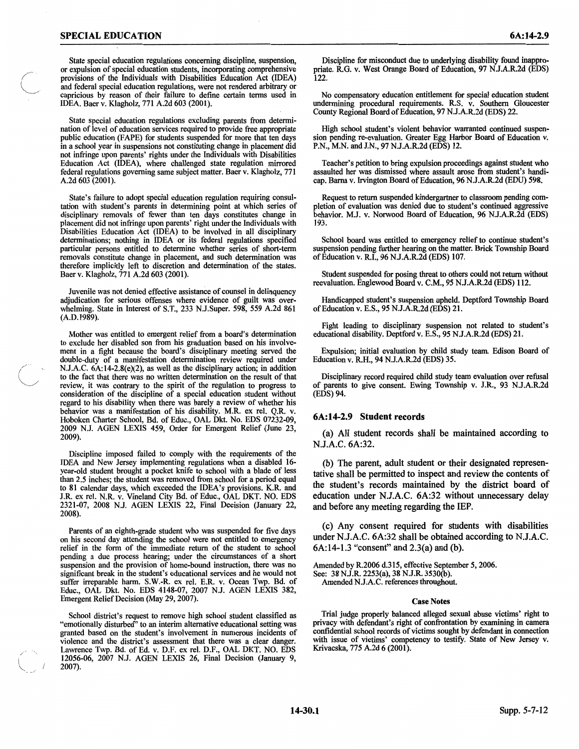State special education regulations concerning discipline, suspension, or expulsion of special education students, incorporating comprehensive provisions of the Individuals with Disabilities Education Act (IDEA) and federal special education regulations, were not rendered arbitrary or capricious by reason of their failure to define certain terms used in IDEA. Baer v. Klagholz, 771 A.2d 603 (2001).

State special education regulations excluding parents from determination of level of education services required to provide free appropriate public education (FAPE) for students suspended for more that ten days in a school year in suspensions not constituting change in placement did not infringe upon parents' rights under the Individuals with Disabilities Education Act (IDEA), where challenged state regulation mirrored federal regulations governing same subject matter. Baer v. Klagholz, 771 A.2d 603 (2001).

State's failure to adopt special education regulation requiring consultation with student's parents in determining point at which series of disciplinary removals of fewer than ten days constitutes change in placement did not infringe upon parents' right under the Individuals with Disabilities Education Act (IDEA) to be involved in all disciplinary determinations; nothing in IDEA or its federal regulations specified particular persons entitled to determine whether series of short-term removals constitute change in placement, and such determination was therefore implicitly left to discretion and determination of the states. Baer v. Klagholz, 771 A.2d 603 (2001).

Juvenile was not denied effective assistance of counsel in delinquency adjudication for serious offenses where evidence of guilt was overwhelming. State in Interest of S.T., 233 N.J.Super. 598, 559 A.2d 861 (A.D.1989).

Mother was entitled to emergent relief from a board's determination to exclude her disabled son from his graduation based on his involvement in a fight because the board's disciplinary meeting served the double-duty of a manifestation determination review required under N.J.A.C. 6A:14-2.8(e)(2), as well as the disciplinary action; in addition to the fact that there was no written determination on the result of that review, it was contrary to the spirit of the regulation to progress to consideration of the discipline of a special education student without regard to his disability when there was barely a review of whether his behavior was a manifestation of his disability. M.R. ex rel. Q.R. v. Hoboken Charter School, Bd. of Educ., OAL Dkt. No. EDS 07232-09, 2009 N.J. AGEN LEXIS 459, Order for Emergent Relief (June 23, 2009).

Discipline imposed failed to comply with the requirements of the IDEA and New Jersey implementing regulations when a disabled 16-year-old student brought a pocket knife to school with a blade of less than 2.5 inches; the student was removed from school for a period equal to 81 calendar days, which exceeded the IDEA's provisions. K.R. and J.R. ex rel. N.R. v. Vineland City Bd. of Educ., OAL DKT. NO. EDS 2321-07, 2008 N.J. AGEN LEXIS 22, Final Decision (January 22, 2008).

Parents of an eighth-grade student who was suspended for five days on his second day attending the school were not entitled to emergency relief in the form of the immediate return of the student to school pending a due process hearing; under the circumstances of a short suspension and the provision of home-bound instruction, there was no significant break in the student's educational services and he would not suffer irreparable harm. S.W.-R. ex rel. E.R. v. Ocean Twp. Bd. of Educ., OAL Dkt. No. EDS 4148-07, 2007 N.J. AGEN LEXIS 382, Emergent Relief Decision (May 29, 2007).

School district's request to remove high school student classified as "emotionally disturbed" to an interim alternative educational setting was granted based on the student's involvement in numerous incidents of violence and the district's assessment that there was a clear danger. Lawrence Twp. Bd. of Ed. v. D.F. ex rel. D.F., OAL DKT. NO. EDS 12056-06, 2007 N.J. AGEN LEXIS 26, Final Decision (January 9, 2007).

Discipline for misconduct due to underlying disability found inappropriate. R.G. v. West Orange Board of Education, 97 N.J.A.R.2d (EDS) 122.

No compensatory education entitlement for special education student undermining procedural requirements. R.S. v. Southern Gloucester County Regional Board of Education, 97 N.J.A.R.2d (EDS) 22.

High school student's violent behavior warranted continued suspension pending re-evaluation. Greater Egg Harbor Board of Education v. P.N., M.N. and J.N., 97 N.J.A.R.2d (EDS) 12.

Teacher's petition to bring expulsion proceedings against student who assaulted her was dismissed where assault arose from student's handicap. Barna v. Irvington Board of Education, 96 N.J.A.R.2d (EDU) 598.

Request to return suspended kindergartner to classroom pending completion of evaluation was denied due to student's continued aggressive behavior. M.J. v. Norwood Board of Education, 96 N.J.A.R.2d (EDS) 193.

School board was entitled to emergency relief to continue student's suspension pending further hearing on the matter. Brick Township Board of Education v. R.I., 96 N.J.A.R.2d (EDS) 107.

Student suspended for posing threat to others could not return without reevaluation. Englewood Board v. C.M., 95 N.J.A.R.2d (EDS) 112.

Handicapped student's suspension upheld. Deptford Township Board of Education v. E.S., 95 N.J.A.R.2d (EDS) 21.

Fight leading to disciplinary suspension not related to student's educational disability. Deptford v. E.S., 95 N.J.A.R.2d (EDS) 21.

Expulsion; initial evaluation by child study team. Edison Board of Education v. R.H., 94 N.J.A.R.2d (EDS) 35.

Disciplinary record required child study team evaluation over refusal of parents to give consent. Ewing Township v. J.R., 93 N.J.A.R.2d (EDS) 94.

### 6A:14-2.9 Student records

(a) All student records shall be maintained according to N.J.A.C. 6A:32.

(b) The parent, adult student or their designated representative shall be permitted to inspect and review the contents of the student's records maintained by the district board of education under N.J.A.C. 6A:32 without unnecessary delay and before any meeting regarding the IEP.

(c) Any consent required for students with disabilities under N.J.A.C. 6A:32 shall be obtained according to N.J.A.C. 6A:14-1.3 "consent" and 2.3(a) and (b).

Amended by R.2006 d.315, effective September 5, 2006.
See: 38 N.J.R. 2253(a), 38 N.J.R. 3530(b).
Amended N.J.A.C. references throughout.

#### Case Notes

Trial judge properly balanced alleged sexual abuse victims' right to privacy with defendant's right of confrontation by examining in camera confidential school records of victims sought by defendant in connection with issue of victims' competency to testify. State of New Jersey v. Krivacska, 775 A.2d 6 (2001).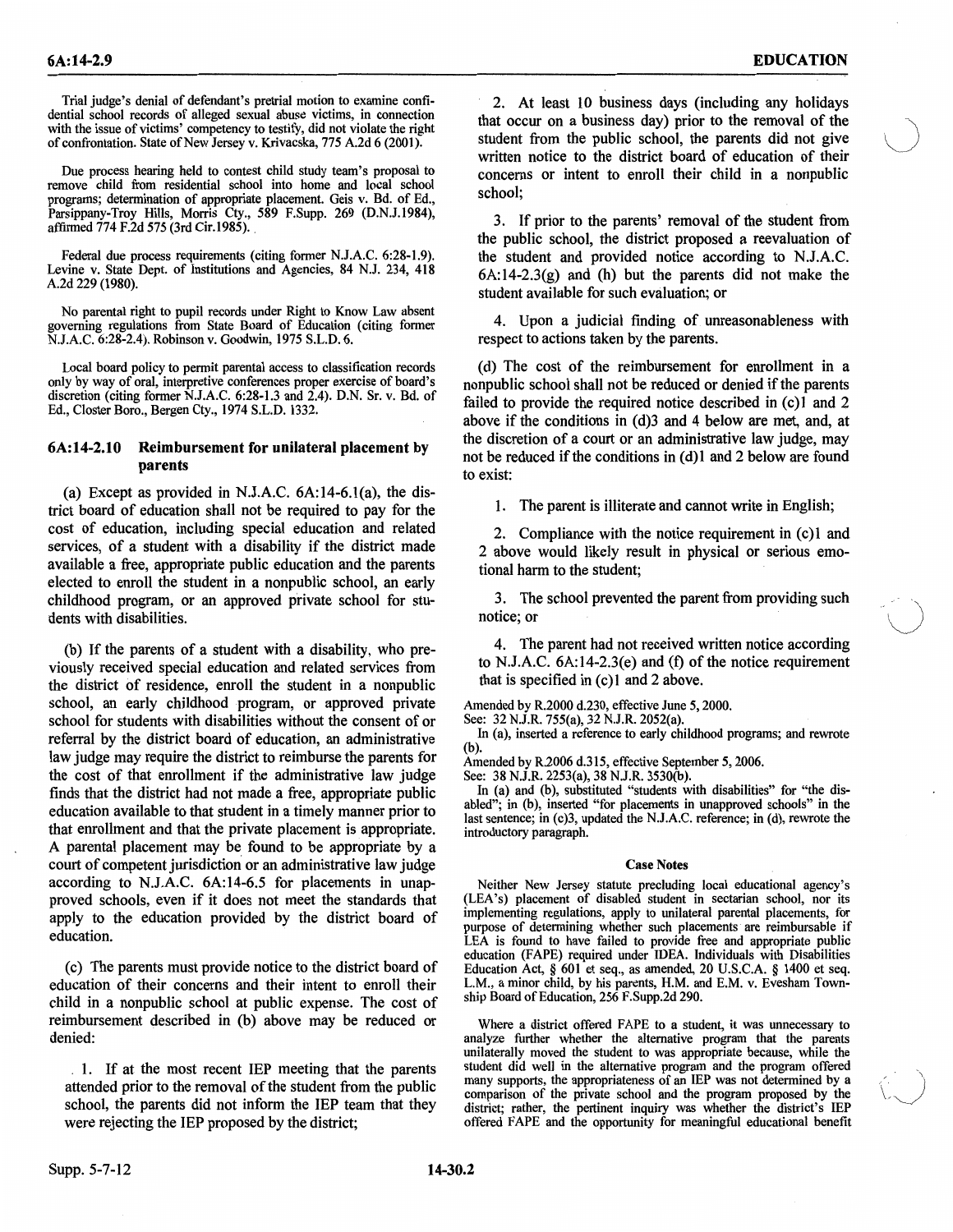Trial judge's denial of defendant's pretrial motion to examine confidential school records of alleged sexual abuse victims, in connection with the issue of victims' competency to testify, did not violate the right of confrontation. State of New Jersey v. Krivacska, 775 A.2d 6 (2001).

Due process hearing held to contest child study team's proposal to remove child from residential school into home and local school programs; determination of appropriate placement. Geis v. Bd. of Ed., Parsippany-Troy Hills, Morris Cty., 589 F.Supp. 269 (D.N.J.1984), affirmed 774 F.2d 575 (3rd Cir.1985).

Federal due process requirements (citing former N.J.A.C. 6:28-1.9). Levine v. State Dept. of Institutions and Agencies, 84 N.J. 234, 418 A.2d 229 (1980).

No parental right to pupil records under Right to Know Law absent governing regulations from State Board of Education (citing former N.J.A.C. 6:28-2.4). Robinson v. Goodwin, 1975 S.L.D. 6.

Local board policy to permit parental access to classification records only by way of oral, interpretive conferences proper exercise of board's discretion (citing former N.J.A.C. 6:28-1.3 and 2.4). D.N. Sr. v. Bd. of Ed., Closter Boro., Bergen Cty., 1974 S.L.D. 1332.

### 6A:14-2.10 Reimbursement for unilateral placement by parents

(a) Except as provided in N.J.A.C. 6A:14-6.1(a), the district board of education shall not be required to pay for the cost of education, including special education and related services, of a student with a disability if the district made available a free, appropriate public education and the parents elected to enroll the student in a nonpublic school, an early childhood program, or an approved private school for students with disabilities.

(b) If the parents of a student with a disability, who previously received special education and related services from the district of residence, enroll the student in a nonpublic school, an early childhood program, or approved private school for students with disabilities without the consent of or referral by the district board of education, an administrative law judge may require the district to reimburse the parents for the cost of that enrollment if the administrative law judge finds that the district had not made a free, appropriate public education available to that student in a timely manner prior to that enrollment and that the private placement is appropriate. A parental placement may be found to be appropriate by a court of competent jurisdiction or an administrative law judge according to N.J.A.C. 6A:14-6.5 for placements in unapproved schools, even if it does not meet the standards that apply to the education provided by the district board of education.

(c) The parents must provide notice to the district board of education of their concerns and their intent to enroll their child in a nonpublic school at public expense. The cost of reimbursement described in (b) above may be reduced or denied:

1. If at the most recent IEP meeting that the parents attended prior to the removal of the student from the public school, the parents did not inform the IEP team that they were rejecting the IEP proposed by the district;

2. At least 10 business days (including any holidays that occur on a business day) prior to the removal of the student from the public school, the parents did not give written notice to the district board of education of their concerns or intent to enroll their child in a nonpublic school;

3. If prior to the parents' removal of the student from the public school, the district proposed a reevaluation of the student and provided notice according to N.J.A.C. 6A:14-2.3(g) and (h) but the parents did not make the student available for such evaluation; or

4. Upon a judicial finding of unreasonableness with respect to actions taken by the parents.

(d) The cost of the reimbursement for enrollment in a nonpublic school shall not be reduced or denied if the parents failed to provide the required notice described in (c)1 and 2 above if the conditions in (d)3 and 4 below are met, and, at the discretion of a court or an administrative law judge, may not be reduced if the conditions in (d)1 and 2 below are found to exist:

1. The parent is illiterate and cannot write in English;

2. Compliance with the notice requirement in (c)1 and 2 above would likely result in physical or serious emotional harm to the student;

3. The school prevented the parent from providing such notice; or

4. The parent had not received written notice according to N.J.A.C. 6A:14-2.3(e) and (f) of the notice requirement that is specified in (c)1 and 2 above.

Amended by R.2000 d.230, effective June 5, 2000.
See: 32 N.J.R. 755(a), 32 N.J.R. 2052(a).
In (a), inserted a reference to early childhood programs; and rewrote (b).
Amended by R.2006 d.315, effective September 5, 2006.
See: 38 N.J.R. 2253(a), 38 N.J.R. 3530(b).
In (a) and (b), substituted "students with disabilities" for "the disabled"; in (b), inserted "for placements in unapproved schools" in the last sentence; in (c)3, updated the N.J.A.C. reference; in (d), rewrote the introductory paragraph.

#### Case Notes

Neither New Jersey statute precluding local educational agency's (LEA's) placement of disabled student in sectarian school, nor its implementing regulations, apply to unilateral parental placements, for purpose of determining whether such placements are reimbursable if LEA is found to have failed to provide free and appropriate public education (FAPE) required under IDEA. Individuals with Disabilities Education Act, § 601 et seq., as amended, 20 U.S.C.A. § 1400 et seq. L.M., a minor child, by his parents, H.M. and E.M. v. Evesham Township Board of Education, 256 F.Supp.2d 290.

Where a district offered FAPE to a student, it was unnecessary to analyze further whether the alternative program that the parents unilaterally moved the student to was appropriate because, while the student did well in the alternative program and the program offered many supports, the appropriateness of an IEP was not determined by a comparison of the private school and the program proposed by the district; rather, the pertinent inquiry was whether the district's IEP offered FAPE and the opportunity for meaningful educational benefit